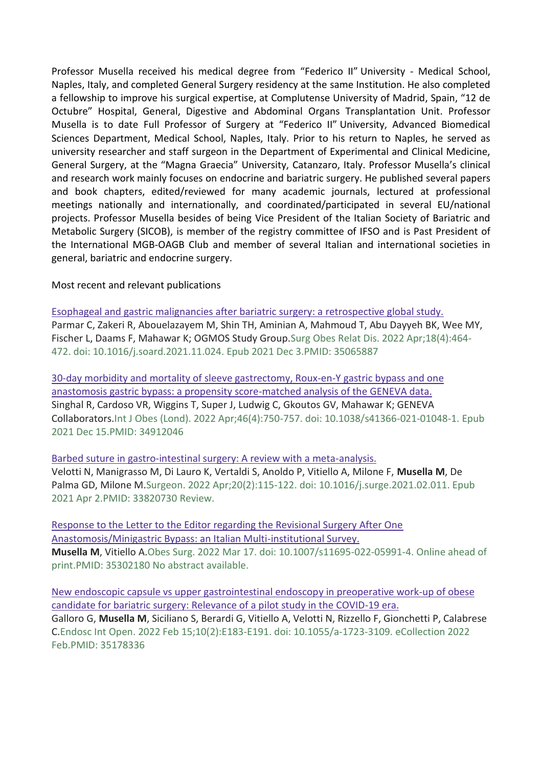Professor Musella received his medical degree from “Federico II” University - Medical School, Naples, Italy, and completed General Surgery residency at the same Institution. He also completed a fellowship to improve his surgical expertise, at Complutense University of Madrid, Spain, “12 de Octubre” Hospital, General, Digestive and Abdominal Organs Transplantation Unit. Professor Musella is to date Full Professor of Surgery at “Federico II” University, Advanced Biomedical Sciences Department, Medical School, Naples, Italy. Prior to his return to Naples, he served as university researcher and staff surgeon in the Department of Experimental and Clinical Medicine, General Surgery, at the “Magna Graecia” University, Catanzaro, Italy. Professor Musella’s clinical and research work mainly focuses on endocrine and bariatric surgery. He published several papers and book chapters, edited/reviewed for many academic journals, lectured at professional meetings nationally and internationally, and coordinated/participated in several EU/national projects. Professor Musella besides of being Vice President of the Italian Society of Bariatric and Metabolic Surgery (SICOB), is member of the registry committee of IFSO and is Past President of the International MGB-OAGB Club and member of several Italian and international societies in general, bariatric and endocrine surgery.

Most recent and relevant publications

Esophageal and gastric malignancies after bariatric surgery: a retrospective global study.
Parmar C, Zakeri R, Abouelazayem M, Shin TH, Aminian A, Mahmoud T, Abu Dayyeh BK, Wee MY, Fischer L, Daams F, Mahawar K; OGMOS Study Group.Surg Obes Relat Dis. 2022 Apr;18(4):464-472. doi: 10.1016/j.soard.2021.11.024. Epub 2021 Dec 3.PMID: 35065887

30-day morbidity and mortality of sleeve gastrectomy, Roux-en-Y gastric bypass and one anastomosis gastric bypass: a propensity score-matched analysis of the GENEVA data.
Singhal R, Cardoso VR, Wiggins T, Super J, Ludwig C, Gkoutos GV, Mahawar K; GENEVA Collaborators.Int J Obes (Lond). 2022 Apr;46(4):750-757. doi: 10.1038/s41366-021-01048-1. Epub 2021 Dec 15.PMID: 34912046

Barbed suture in gastro-intestinal surgery: A review with a meta-analysis.
Velotti N, Manigrasso M, Di Lauro K, Vertaldi S, Anoldo P, Vitiello A, Milone F, **Musella M**, De Palma GD, Milone M.Surgeon. 2022 Apr;20(2):115-122. doi: 10.1016/j.surge.2021.02.011. Epub 2021 Apr 2.PMID: 33820730 Review.

Response to the Letter to the Editor regarding the Revisional Surgery After One Anastomosis/Minigastric Bypass: an Italian Multi-institutional Survey.
**Musella M**, Vitiello A.Obes Surg. 2022 Mar 17. doi: 10.1007/s11695-022-05991-4. Online ahead of print.PMID: 35302180 No abstract available.

New endoscopic capsule vs upper gastrointestinal endoscopy in preoperative work-up of obese candidate for bariatric surgery: Relevance of a pilot study in the COVID-19 era.
Galloro G, **Musella M**, Siciliano S, Berardi G, Vitiello A, Velotti N, Rizzello F, Gionchetti P, Calabrese C.Endosc Int Open. 2022 Feb 15;10(2):E183-E191. doi: 10.1055/a-1723-3109. eCollection 2022 Feb.PMID: 35178336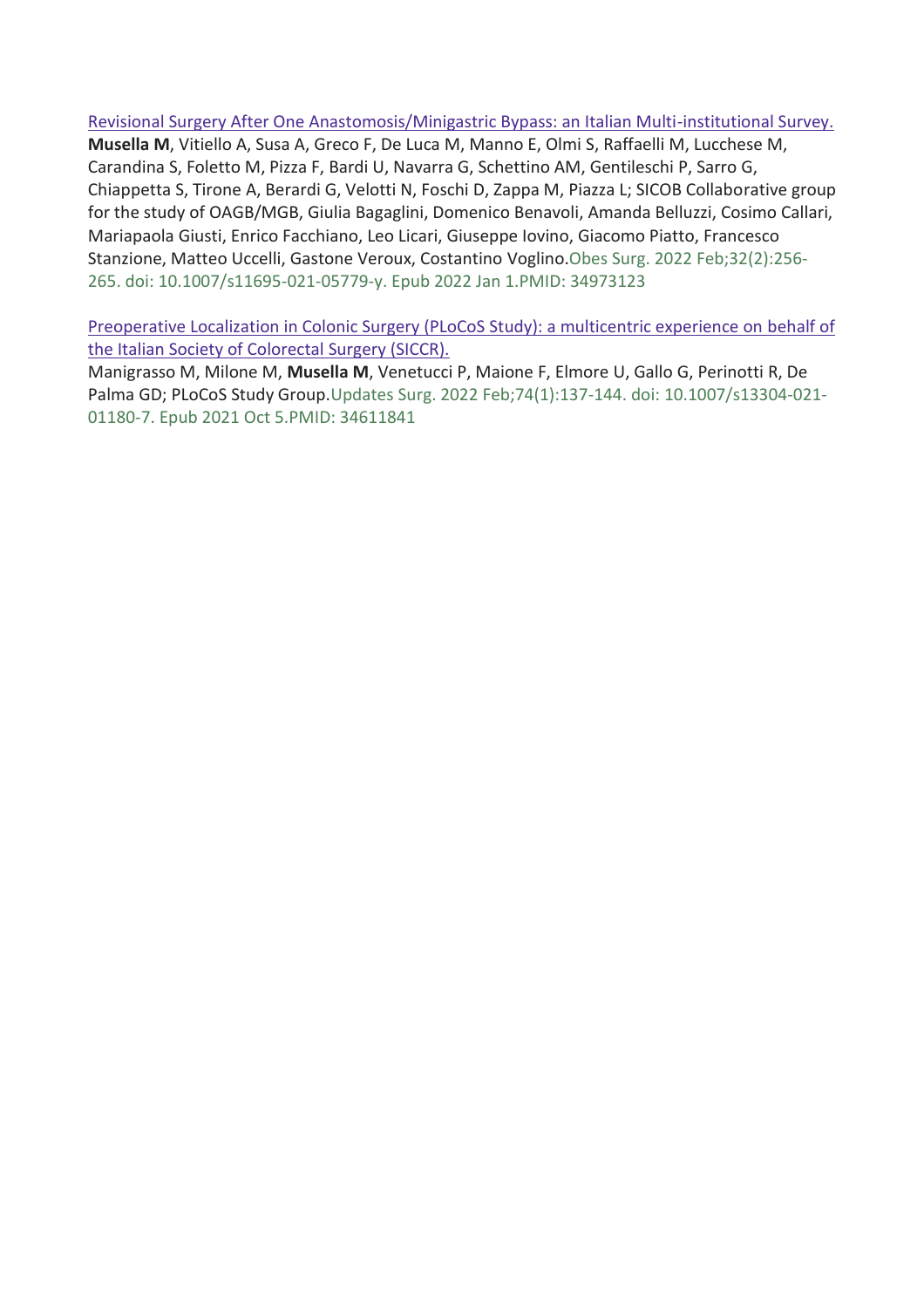[Revisional Surgery After One Anastomosis/Minigastric Bypass: an Italian Multi-institutional Survey.]()

**Musella M**, Vitiello A, Susa A, Greco F, De Luca M, Manno E, Olmi S, Raffaelli M, Lucchese M, Carandina S, Foletto M, Pizza F, Bardi U, Navarra G, Schettino AM, Gentileschi P, Sarro G, Chiappetta S, Tirone A, Berardi G, Velotti N, Foschi D, Zappa M, Piazza L; SICOB Collaborative group for the study of OAGB/MGB, Giulia Bagaglini, Domenico Benavoli, Amanda Belluzzi, Cosimo Callari, Mariapaola Giusti, Enrico Facchiano, Leo Licari, Giuseppe Iovino, Giacomo Piatto, Francesco Stanzione, Matteo Uccelli, Gastone Veroux, Costantino Voglino.Obes Surg. 2022 Feb;32(2):256-265. doi: 10.1007/s11695-021-05779-y. Epub 2022 Jan 1.PMID: 34973123

[Preoperative Localization in Colonic Surgery (PLoCoS Study): a multicentric experience on behalf of the Italian Society of Colorectal Surgery (SICCR).]()

Manigrasso M, Milone M, **Musella M**, Venetucci P, Maione F, Elmore U, Gallo G, Perinotti R, De Palma GD; PLoCoS Study Group.Updates Surg. 2022 Feb;74(1):137-144. doi: 10.1007/s13304-021-01180-7. Epub 2021 Oct 5.PMID: 34611841